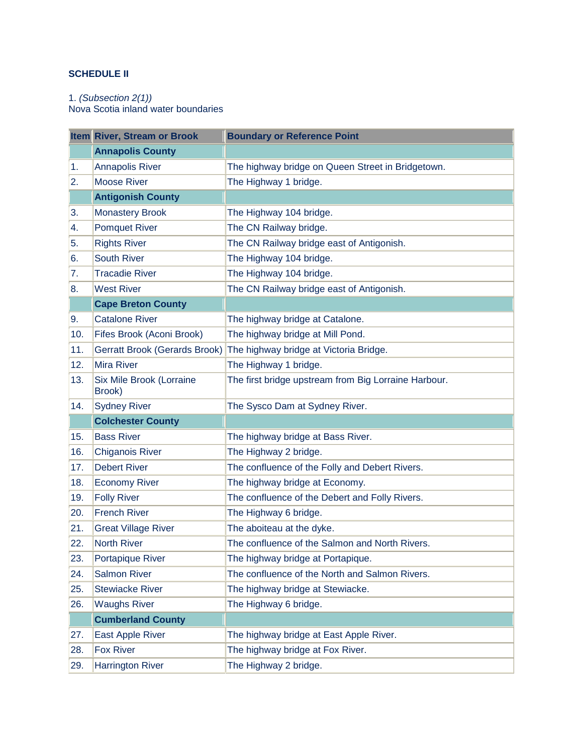## SCHEDULE II

1. *(Subsection 2(1))*
Nova Scotia inland water boundaries

| Item | River, Stream or Brook | Boundary or Reference Point |
|---|---|---|
| | **Annapolis County** | |
| 1. | Annapolis River | The highway bridge on Queen Street in Bridgetown. |
| 2. | Moose River | The Highway 1 bridge. |
| | **Antigonish County** | |
| 3. | Monastery Brook | The Highway 104 bridge. |
| 4. | Pomquet River | The CN Railway bridge. |
| 5. | Rights River | The CN Railway bridge east of Antigonish. |
| 6. | South River | The Highway 104 bridge. |
| 7. | Tracadie River | The Highway 104 bridge. |
| 8. | West River | The CN Railway bridge east of Antigonish. |
| | **Cape Breton County** | |
| 9. | Catalone River | The highway bridge at Catalone. |
| 10. | Fifes Brook (Aconi Brook) | The highway bridge at Mill Pond. |
| 11. | Gerratt Brook (Gerards Brook) | The highway bridge at Victoria Bridge. |
| 12. | Mira River | The Highway 1 bridge. |
| 13. | Six Mile Brook (Lorraine Brook) | The first bridge upstream from Big Lorraine Harbour. |
| 14. | Sydney River | The Sysco Dam at Sydney River. |
| | **Colchester County** | |
| 15. | Bass River | The highway bridge at Bass River. |
| 16. | Chiganois River | The Highway 2 bridge. |
| 17. | Debert River | The confluence of the Folly and Debert Rivers. |
| 18. | Economy River | The highway bridge at Economy. |
| 19. | Folly River | The confluence of the Debert and Folly Rivers. |
| 20. | French River | The Highway 6 bridge. |
| 21. | Great Village River | The aboiteau at the dyke. |
| 22. | North River | The confluence of the Salmon and North Rivers. |
| 23. | Portapique River | The highway bridge at Portapique. |
| 24. | Salmon River | The confluence of the North and Salmon Rivers. |
| 25. | Stewiacke River | The highway bridge at Stewiacke. |
| 26. | Waughs River | The Highway 6 bridge. |
| | **Cumberland County** | |
| 27. | East Apple River | The highway bridge at East Apple River. |
| 28. | Fox River | The highway bridge at Fox River. |
| 29. | Harrington River | The Highway 2 bridge. |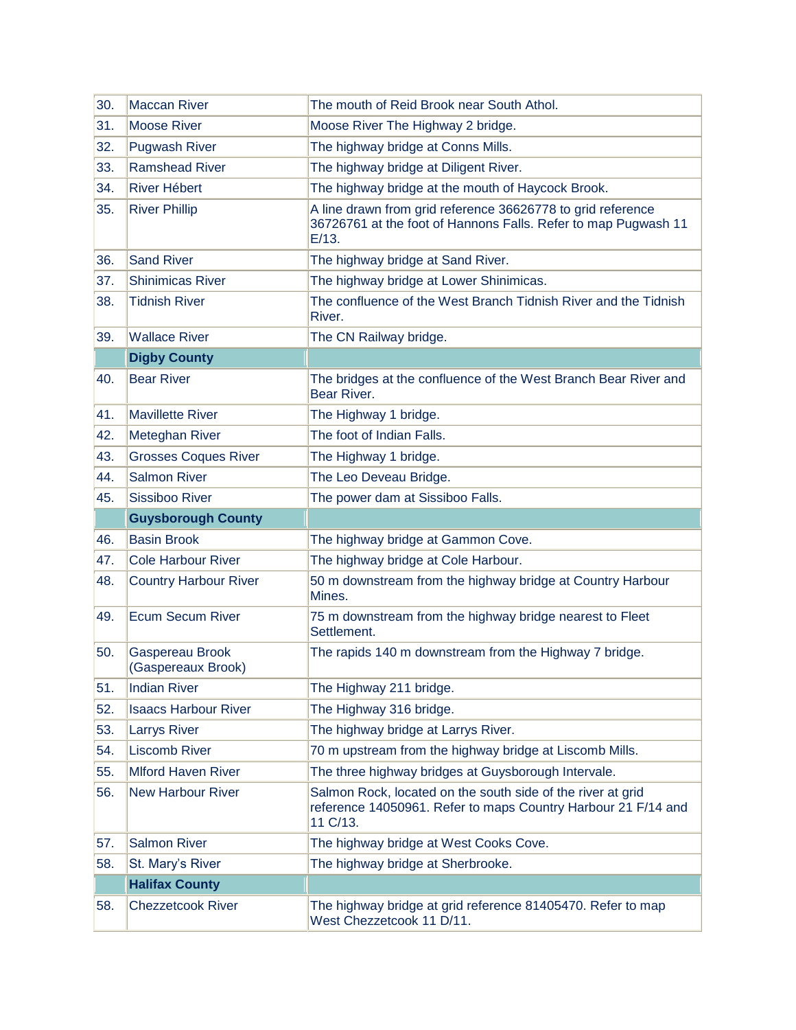| | | |
|---|---|---|
| 30. | Maccan River | The mouth of Reid Brook near South Athol. |
| 31. | Moose River | Moose River The Highway 2 bridge. |
| 32. | Pugwash River | The highway bridge at Conns Mills. |
| 33. | Ramshead River | The highway bridge at Diligent River. |
| 34. | River Hébert | The highway bridge at the mouth of Haycock Brook. |
| 35. | River Phillip | A line drawn from grid reference 36626778 to grid reference 36726761 at the foot of Hannons Falls. Refer to map Pugwash 11 E/13. |
| 36. | Sand River | The highway bridge at Sand River. |
| 37. | Shinimicas River | The highway bridge at Lower Shinimicas. |
| 38. | Tidnish River | The confluence of the West Branch Tidnish River and the Tidnish River. |
| 39. | Wallace River | The CN Railway bridge. |
| | **Digby County** | |
| 40. | Bear River | The bridges at the confluence of the West Branch Bear River and Bear River. |
| 41. | Mavillette River | The Highway 1 bridge. |
| 42. | Meteghan River | The foot of Indian Falls. |
| 43. | Grosses Coques River | The Highway 1 bridge. |
| 44. | Salmon River | The Leo Deveau Bridge. |
| 45. | Sissiboo River | The power dam at Sissiboo Falls. |
| | **Guysborough County** | |
| 46. | Basin Brook | The highway bridge at Gammon Cove. |
| 47. | Cole Harbour River | The highway bridge at Cole Harbour. |
| 48. | Country Harbour River | 50 m downstream from the highway bridge at Country Harbour Mines. |
| 49. | Ecum Secum River | 75 m downstream from the highway bridge nearest to Fleet Settlement. |
| 50. | Gaspereau Brook (Gaspereaux Brook) | The rapids 140 m downstream from the Highway 7 bridge. |
| 51. | Indian River | The Highway 211 bridge. |
| 52. | Isaacs Harbour River | The Highway 316 bridge. |
| 53. | Larrys River | The highway bridge at Larrys River. |
| 54. | Liscomb River | 70 m upstream from the highway bridge at Liscomb Mills. |
| 55. | Mlford Haven River | The three highway bridges at Guysborough Intervale. |
| 56. | New Harbour River | Salmon Rock, located on the south side of the river at grid reference 14050961. Refer to maps Country Harbour 21 F/14 and 11 C/13. |
| 57. | Salmon River | The highway bridge at West Cooks Cove. |
| 58. | St. Mary's River | The highway bridge at Sherbrooke. |
| | **Halifax County** | |
| 58. | Chezzetcook River | The highway bridge at grid reference 81405470. Refer to map West Chezzetcook 11 D/11. |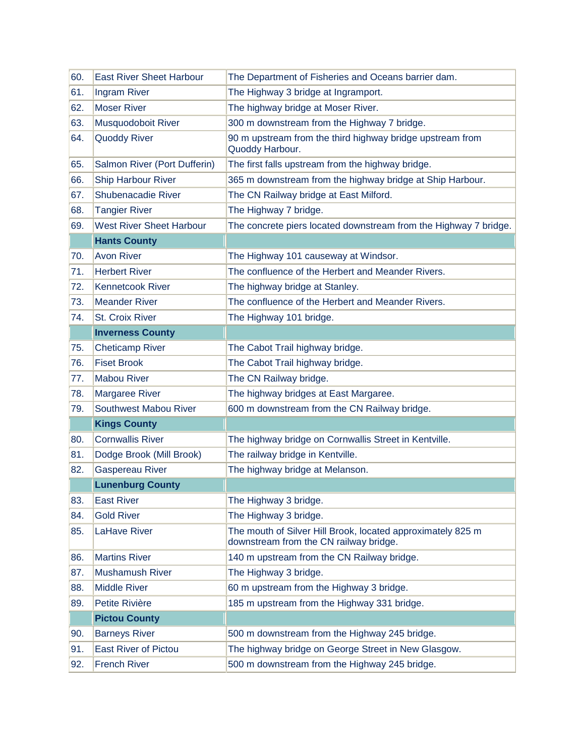| | | |
|---|---|---|
| 60. | East River Sheet Harbour | The Department of Fisheries and Oceans barrier dam. |
| 61. | Ingram River | The Highway 3 bridge at Ingramport. |
| 62. | Moser River | The highway bridge at Moser River. |
| 63. | Musquodoboit River | 300 m downstream from the Highway 7 bridge. |
| 64. | Quoddy River | 90 m upstream from the third highway bridge upstream from Quoddy Harbour. |
| 65. | Salmon River (Port Dufferin) | The first falls upstream from the highway bridge. |
| 66. | Ship Harbour River | 365 m downstream from the highway bridge at Ship Harbour. |
| 67. | Shubenacadie River | The CN Railway bridge at East Milford. |
| 68. | Tangier River | The Highway 7 bridge. |
| 69. | West River Sheet Harbour | The concrete piers located downstream from the Highway 7 bridge. |
| | **Hants County** | |
| 70. | Avon River | The Highway 101 causeway at Windsor. |
| 71. | Herbert River | The confluence of the Herbert and Meander Rivers. |
| 72. | Kennetcook River | The highway bridge at Stanley. |
| 73. | Meander River | The confluence of the Herbert and Meander Rivers. |
| 74. | St. Croix River | The Highway 101 bridge. |
| | **Inverness County** | |
| 75. | Cheticamp River | The Cabot Trail highway bridge. |
| 76. | Fiset Brook | The Cabot Trail highway bridge. |
| 77. | Mabou River | The CN Railway bridge. |
| 78. | Margaree River | The highway bridges at East Margaree. |
| 79. | Southwest Mabou River | 600 m downstream from the CN Railway bridge. |
| | **Kings County** | |
| 80. | Cornwallis River | The highway bridge on Cornwallis Street in Kentville. |
| 81. | Dodge Brook (Mill Brook) | The railway bridge in Kentville. |
| 82. | Gaspereau River | The highway bridge at Melanson. |
| | **Lunenburg County** | |
| 83. | East River | The Highway 3 bridge. |
| 84. | Gold River | The Highway 3 bridge. |
| 85. | LaHave River | The mouth of Silver Hill Brook, located approximately 825 m downstream from the CN railway bridge. |
| 86. | Martins River | 140 m upstream from the CN Railway bridge. |
| 87. | Mushamush River | The Highway 3 bridge. |
| 88. | Middle River | 60 m upstream from the Highway 3 bridge. |
| 89. | Petite Rivière | 185 m upstream from the Highway 331 bridge. |
| | **Pictou County** | |
| 90. | Barneys River | 500 m downstream from the Highway 245 bridge. |
| 91. | East River of Pictou | The highway bridge on George Street in New Glasgow. |
| 92. | French River | 500 m downstream from the Highway 245 bridge. |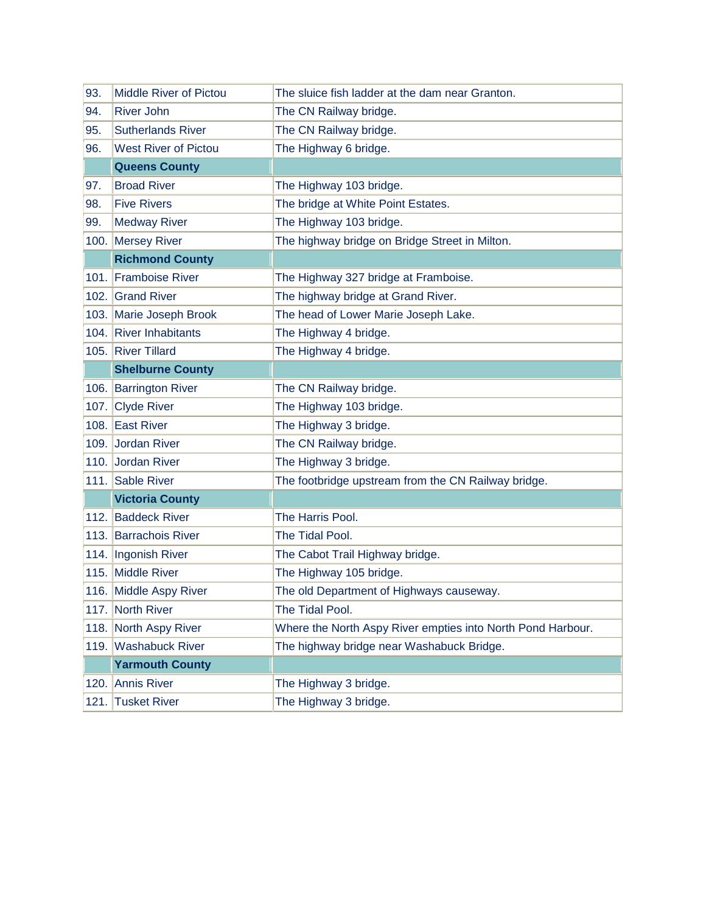| | | |
|---|---|---|
| 93. | Middle River of Pictou | The sluice fish ladder at the dam near Granton. |
| 94. | River John | The CN Railway bridge. |
| 95. | Sutherlands River | The CN Railway bridge. |
| 96. | West River of Pictou | The Highway 6 bridge. |
| | **Queens County** | |
| 97. | Broad River | The Highway 103 bridge. |
| 98. | Five Rivers | The bridge at White Point Estates. |
| 99. | Medway River | The Highway 103 bridge. |
| 100. | Mersey River | The highway bridge on Bridge Street in Milton. |
| | **Richmond County** | |
| 101. | Framboise River | The Highway 327 bridge at Framboise. |
| 102. | Grand River | The highway bridge at Grand River. |
| 103. | Marie Joseph Brook | The head of Lower Marie Joseph Lake. |
| 104. | River Inhabitants | The Highway 4 bridge. |
| 105. | River Tillard | The Highway 4 bridge. |
| | **Shelburne County** | |
| 106. | Barrington River | The CN Railway bridge. |
| 107. | Clyde River | The Highway 103 bridge. |
| 108. | East River | The Highway 3 bridge. |
| 109. | Jordan River | The CN Railway bridge. |
| 110. | Jordan River | The Highway 3 bridge. |
| 111. | Sable River | The footbridge upstream from the CN Railway bridge. |
| | **Victoria County** | |
| 112. | Baddeck River | The Harris Pool. |
| 113. | Barrachois River | The Tidal Pool. |
| 114. | Ingonish River | The Cabot Trail Highway bridge. |
| 115. | Middle River | The Highway 105 bridge. |
| 116. | Middle Aspy River | The old Department of Highways causeway. |
| 117. | North River | The Tidal Pool. |
| 118. | North Aspy River | Where the North Aspy River empties into North Pond Harbour. |
| 119. | Washabuck River | The highway bridge near Washabuck Bridge. |
| | **Yarmouth County** | |
| 120. | Annis River | The Highway 3 bridge. |
| 121. | Tusket River | The Highway 3 bridge. |